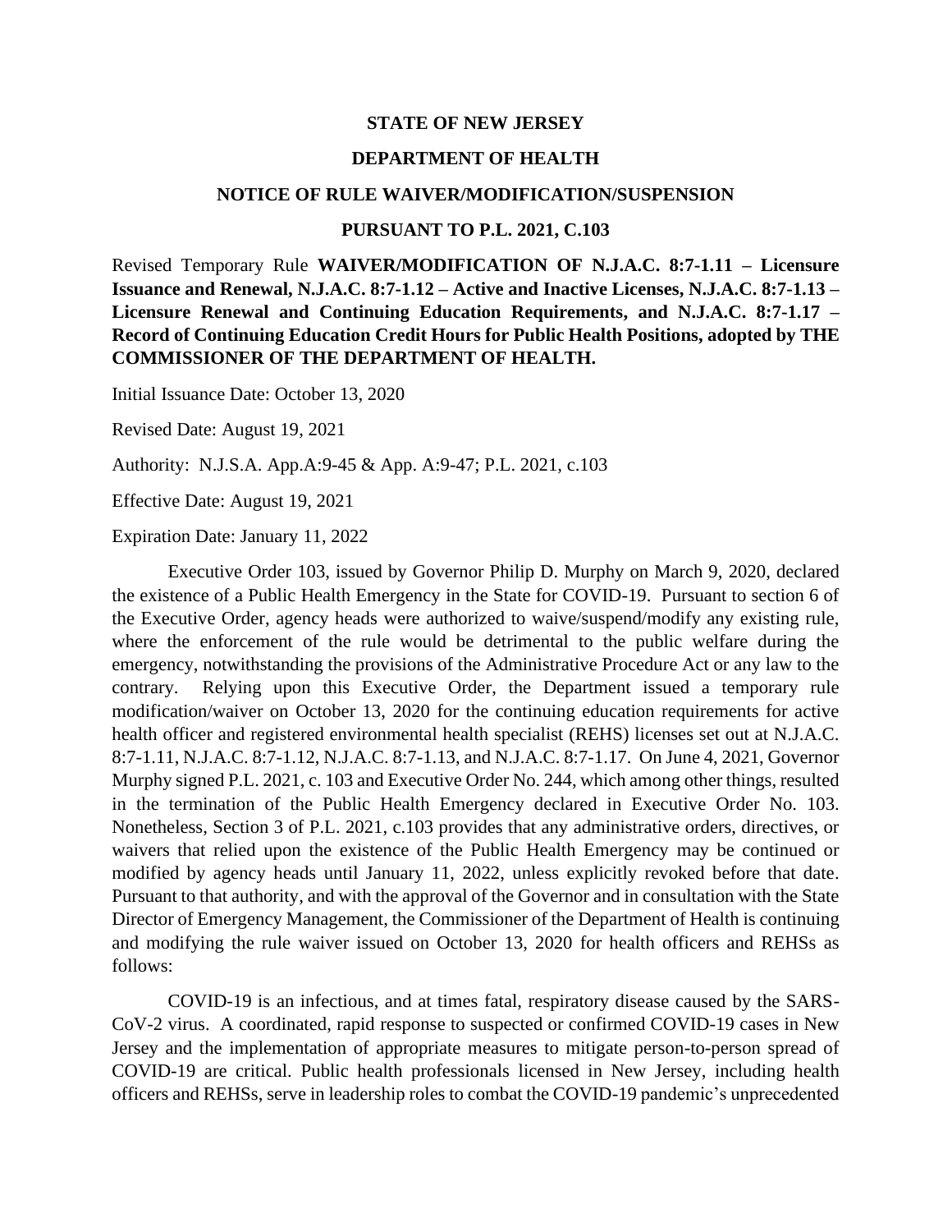**STATE OF NEW JERSEY**

**DEPARTMENT OF HEALTH**

**NOTICE OF RULE WAIVER/MODIFICATION/SUSPENSION**

**PURSUANT TO P.L. 2021, C.103**

Revised Temporary Rule **WAIVER/MODIFICATION OF N.J.A.C. 8:7-1.11 – Licensure Issuance and Renewal, N.J.A.C. 8:7-1.12 – Active and Inactive Licenses, N.J.A.C. 8:7-1.13 – Licensure Renewal and Continuing Education Requirements, and N.J.A.C. 8:7-1.17 – Record of Continuing Education Credit Hours for Public Health Positions, adopted by THE COMMISSIONER OF THE DEPARTMENT OF HEALTH.**

Initial Issuance Date: October 13, 2020

Revised Date: August 19, 2021

Authority: N.J.S.A. App.A:9-45 & App. A:9-47; P.L. 2021, c.103

Effective Date: August 19, 2021

Expiration Date: January 11, 2022

Executive Order 103, issued by Governor Philip D. Murphy on March 9, 2020, declared the existence of a Public Health Emergency in the State for COVID-19. Pursuant to section 6 of the Executive Order, agency heads were authorized to waive/suspend/modify any existing rule, where the enforcement of the rule would be detrimental to the public welfare during the emergency, notwithstanding the provisions of the Administrative Procedure Act or any law to the contrary. Relying upon this Executive Order, the Department issued a temporary rule modification/waiver on October 13, 2020 for the continuing education requirements for active health officer and registered environmental health specialist (REHS) licenses set out at N.J.A.C. 8:7-1.11, N.J.A.C. 8:7-1.12, N.J.A.C. 8:7-1.13, and N.J.A.C. 8:7-1.17. On June 4, 2021, Governor Murphy signed P.L. 2021, c. 103 and Executive Order No. 244, which among other things, resulted in the termination of the Public Health Emergency declared in Executive Order No. 103. Nonetheless, Section 3 of P.L. 2021, c.103 provides that any administrative orders, directives, or waivers that relied upon the existence of the Public Health Emergency may be continued or modified by agency heads until January 11, 2022, unless explicitly revoked before that date. Pursuant to that authority, and with the approval of the Governor and in consultation with the State Director of Emergency Management, the Commissioner of the Department of Health is continuing and modifying the rule waiver issued on October 13, 2020 for health officers and REHSs as follows:

COVID-19 is an infectious, and at times fatal, respiratory disease caused by the SARS-CoV-2 virus. A coordinated, rapid response to suspected or confirmed COVID-19 cases in New Jersey and the implementation of appropriate measures to mitigate person-to-person spread of COVID-19 are critical. Public health professionals licensed in New Jersey, including health officers and REHSs, serve in leadership roles to combat the COVID-19 pandemic's unprecedented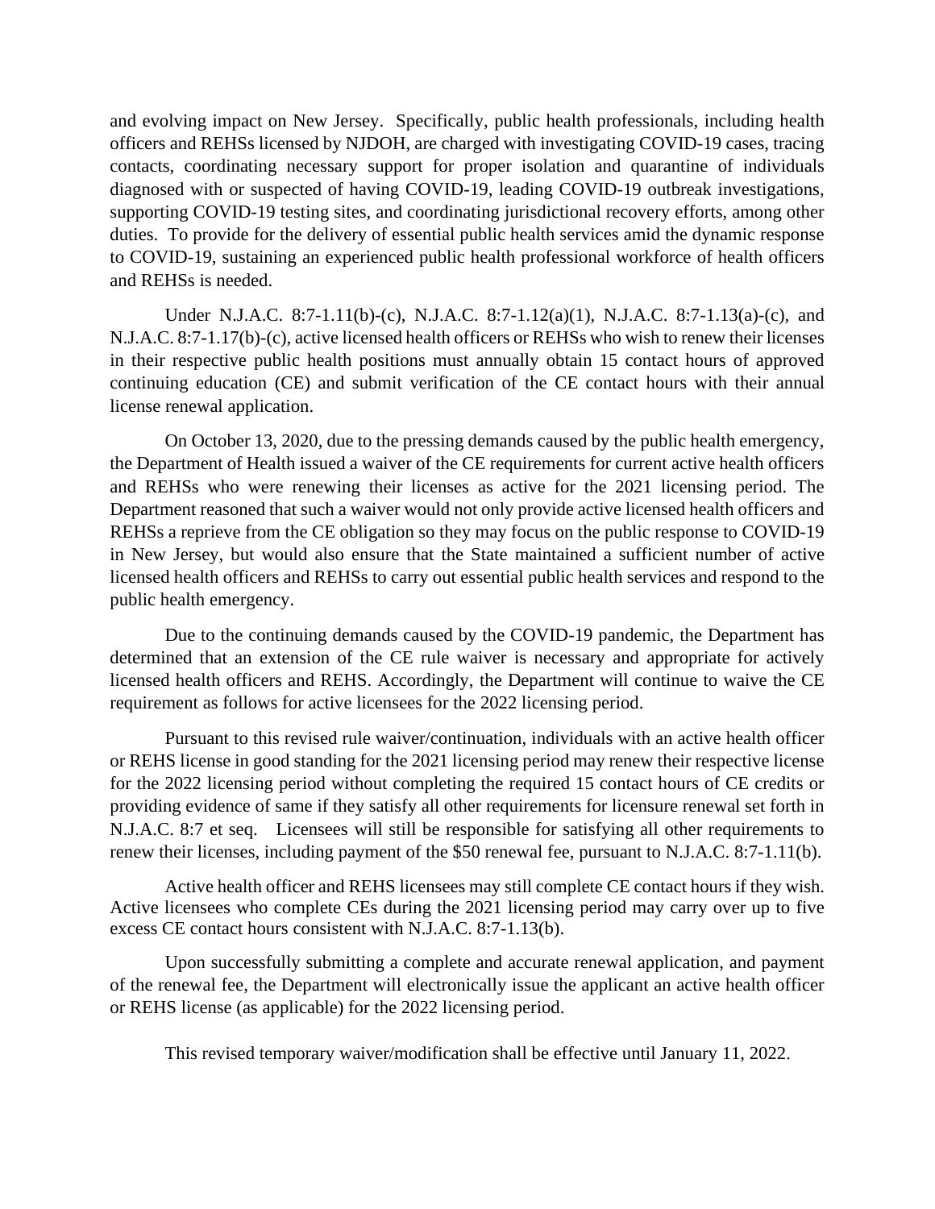and evolving impact on New Jersey. Specifically, public health professionals, including health officers and REHSs licensed by NJDOH, are charged with investigating COVID-19 cases, tracing contacts, coordinating necessary support for proper isolation and quarantine of individuals diagnosed with or suspected of having COVID-19, leading COVID-19 outbreak investigations, supporting COVID-19 testing sites, and coordinating jurisdictional recovery efforts, among other duties. To provide for the delivery of essential public health services amid the dynamic response to COVID-19, sustaining an experienced public health professional workforce of health officers and REHSs is needed.

Under N.J.A.C. 8:7-1.11(b)-(c), N.J.A.C. 8:7-1.12(a)(1), N.J.A.C. 8:7-1.13(a)-(c), and N.J.A.C. 8:7-1.17(b)-(c), active licensed health officers or REHSs who wish to renew their licenses in their respective public health positions must annually obtain 15 contact hours of approved continuing education (CE) and submit verification of the CE contact hours with their annual license renewal application.

On October 13, 2020, due to the pressing demands caused by the public health emergency, the Department of Health issued a waiver of the CE requirements for current active health officers and REHSs who were renewing their licenses as active for the 2021 licensing period. The Department reasoned that such a waiver would not only provide active licensed health officers and REHSs a reprieve from the CE obligation so they may focus on the public response to COVID-19 in New Jersey, but would also ensure that the State maintained a sufficient number of active licensed health officers and REHSs to carry out essential public health services and respond to the public health emergency.

Due to the continuing demands caused by the COVID-19 pandemic, the Department has determined that an extension of the CE rule waiver is necessary and appropriate for actively licensed health officers and REHS. Accordingly, the Department will continue to waive the CE requirement as follows for active licensees for the 2022 licensing period.

Pursuant to this revised rule waiver/continuation, individuals with an active health officer or REHS license in good standing for the 2021 licensing period may renew their respective license for the 2022 licensing period without completing the required 15 contact hours of CE credits or providing evidence of same if they satisfy all other requirements for licensure renewal set forth in N.J.A.C. 8:7 et seq. Licensees will still be responsible for satisfying all other requirements to renew their licenses, including payment of the $50 renewal fee, pursuant to N.J.A.C. 8:7-1.11(b).

Active health officer and REHS licensees may still complete CE contact hours if they wish. Active licensees who complete CEs during the 2021 licensing period may carry over up to five excess CE contact hours consistent with N.J.A.C. 8:7-1.13(b).

Upon successfully submitting a complete and accurate renewal application, and payment of the renewal fee, the Department will electronically issue the applicant an active health officer or REHS license (as applicable) for the 2022 licensing period.

This revised temporary waiver/modification shall be effective until January 11, 2022.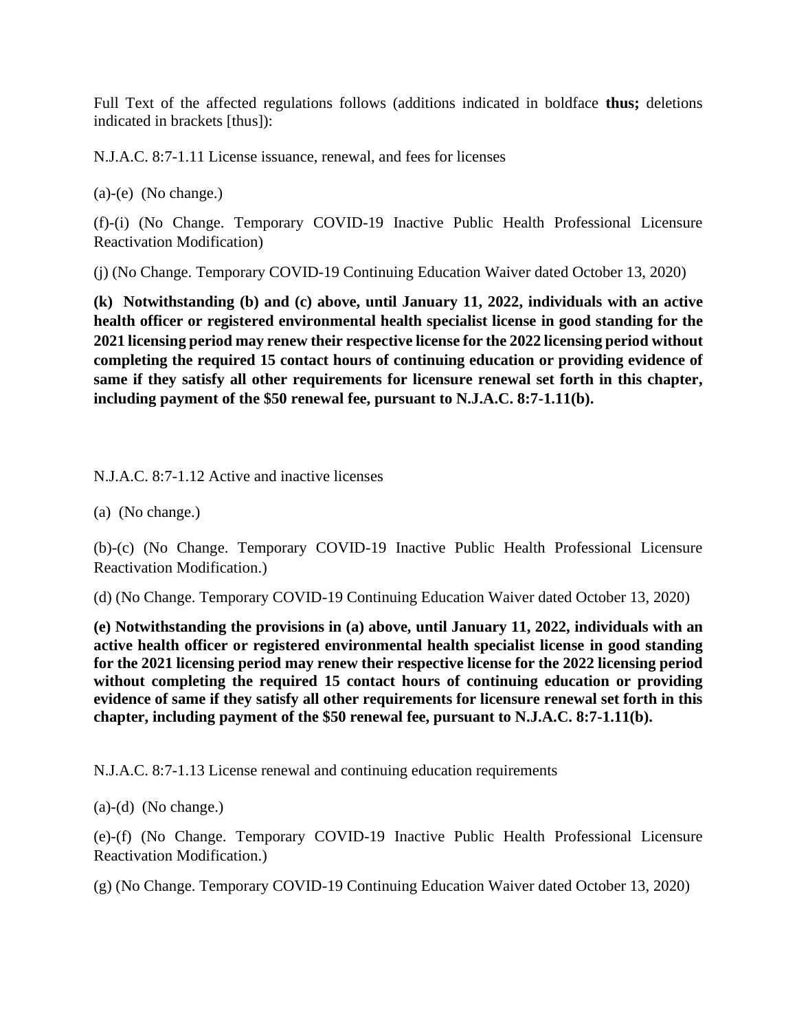Full Text of the affected regulations follows (additions indicated in boldface **thus;** deletions indicated in brackets [thus]):

N.J.A.C. 8:7-1.11 License issuance, renewal, and fees for licenses

(a)-(e) (No change.)

(f)-(i) (No Change. Temporary COVID-19 Inactive Public Health Professional Licensure Reactivation Modification)

(j) (No Change. Temporary COVID-19 Continuing Education Waiver dated October 13, 2020)

**(k) Notwithstanding (b) and (c) above, until January 11, 2022, individuals with an active health officer or registered environmental health specialist license in good standing for the 2021 licensing period may renew their respective license for the 2022 licensing period without completing the required 15 contact hours of continuing education or providing evidence of same if they satisfy all other requirements for licensure renewal set forth in this chapter, including payment of the $50 renewal fee, pursuant to N.J.A.C. 8:7-1.11(b).**

N.J.A.C. 8:7-1.12 Active and inactive licenses

(a) (No change.)

(b)-(c) (No Change. Temporary COVID-19 Inactive Public Health Professional Licensure Reactivation Modification.)

(d) (No Change. Temporary COVID-19 Continuing Education Waiver dated October 13, 2020)

**(e) Notwithstanding the provisions in (a) above, until January 11, 2022, individuals with an active health officer or registered environmental health specialist license in good standing for the 2021 licensing period may renew their respective license for the 2022 licensing period without completing the required 15 contact hours of continuing education or providing evidence of same if they satisfy all other requirements for licensure renewal set forth in this chapter, including payment of the $50 renewal fee, pursuant to N.J.A.C. 8:7-1.11(b).**

N.J.A.C. 8:7-1.13 License renewal and continuing education requirements

(a)-(d) (No change.)

(e)-(f) (No Change. Temporary COVID-19 Inactive Public Health Professional Licensure Reactivation Modification.)

(g) (No Change. Temporary COVID-19 Continuing Education Waiver dated October 13, 2020)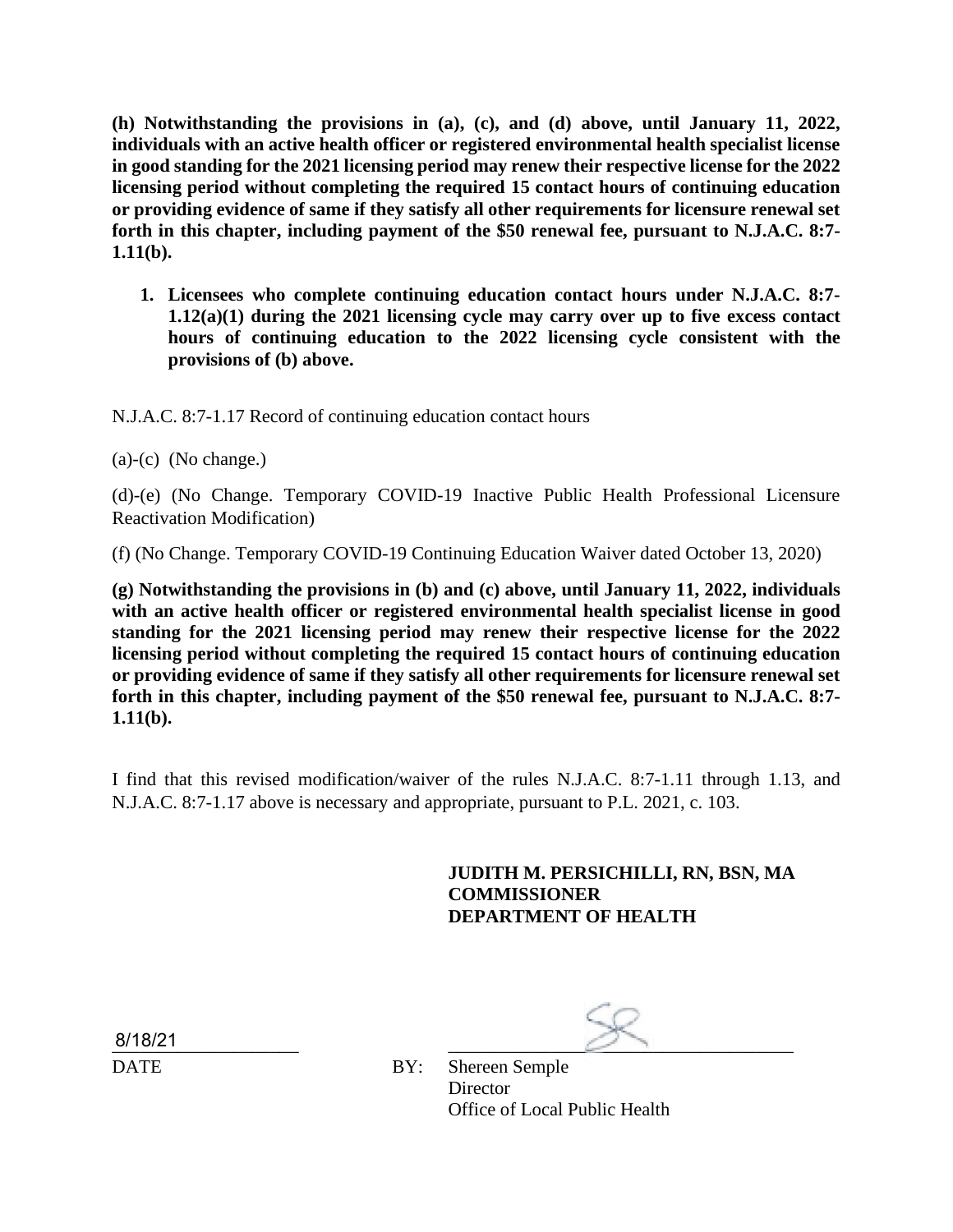**(h) Notwithstanding the provisions in (a), (c), and (d) above, until January 11, 2022, individuals with an active health officer or registered environmental health specialist license in good standing for the 2021 licensing period may renew their respective license for the 2022 licensing period without completing the required 15 contact hours of continuing education or providing evidence of same if they satisfy all other requirements for licensure renewal set forth in this chapter, including payment of the $50 renewal fee, pursuant to N.J.A.C. 8:7-1.11(b).**

1. **Licensees who complete continuing education contact hours under N.J.A.C. 8:7-1.12(a)(1) during the 2021 licensing cycle may carry over up to five excess contact hours of continuing education to the 2022 licensing cycle consistent with the provisions of (b) above.**

N.J.A.C. 8:7-1.17 Record of continuing education contact hours

(a)-(c) (No change.)

(d)-(e) (No Change. Temporary COVID-19 Inactive Public Health Professional Licensure Reactivation Modification)

(f) (No Change. Temporary COVID-19 Continuing Education Waiver dated October 13, 2020)

**(g) Notwithstanding the provisions in (b) and (c) above, until January 11, 2022, individuals with an active health officer or registered environmental health specialist license in good standing for the 2021 licensing period may renew their respective license for the 2022 licensing period without completing the required 15 contact hours of continuing education or providing evidence of same if they satisfy all other requirements for licensure renewal set forth in this chapter, including payment of the $50 renewal fee, pursuant to N.J.A.C. 8:7-1.11(b).**

I find that this revised modification/waiver of the rules N.J.A.C. 8:7-1.11 through 1.13, and N.J.A.C. 8:7-1.17 above is necessary and appropriate, pursuant to P.L. 2021, c. 103.

**JUDITH M. PERSICHILLI, RN, BSN, MA**
**COMMISSIONER**
**DEPARTMENT OF HEALTH**

8/18/21
DATE

BY: Shereen Semple
Director
Office of Local Public Health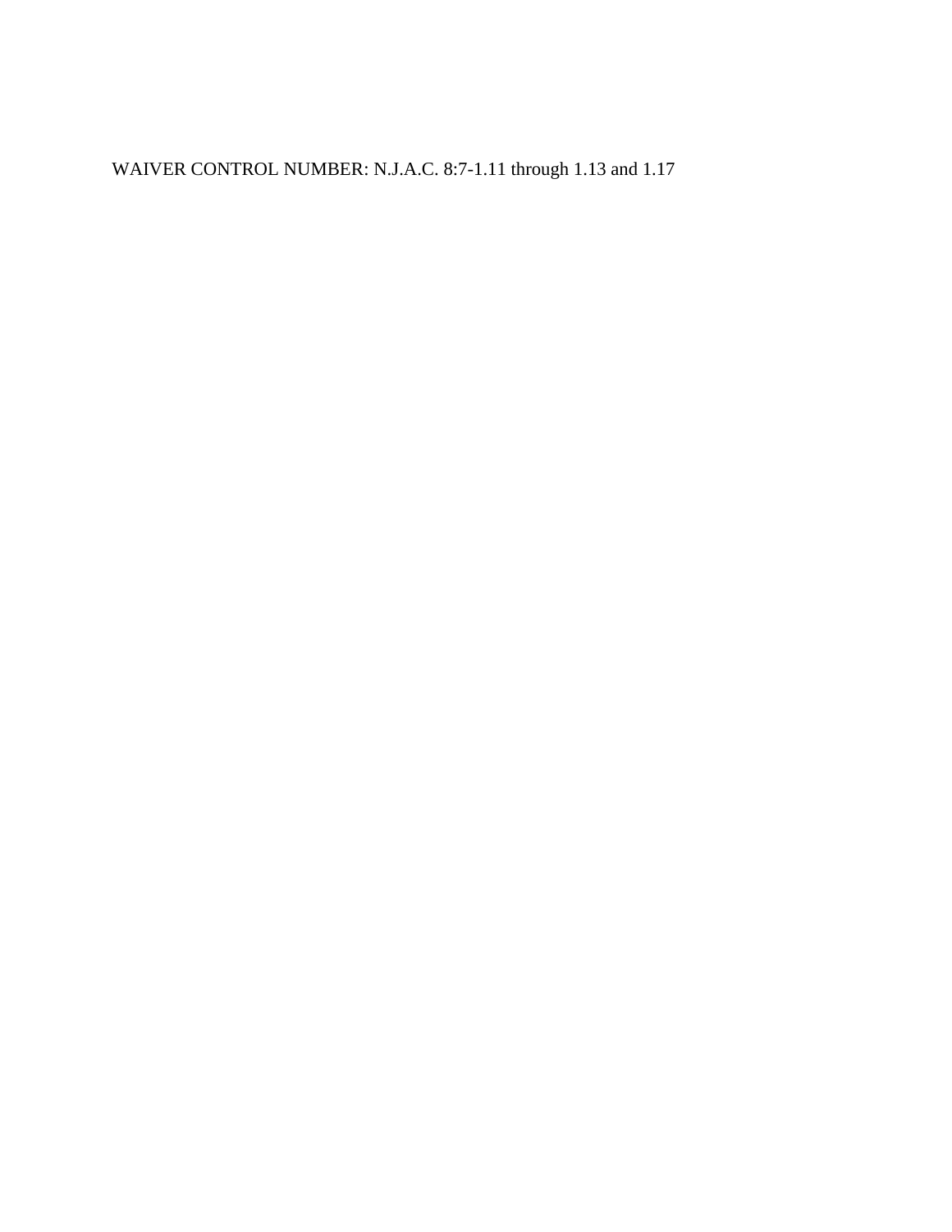WAIVER CONTROL NUMBER: N.J.A.C. 8:7-1.11 through 1.13 and 1.17